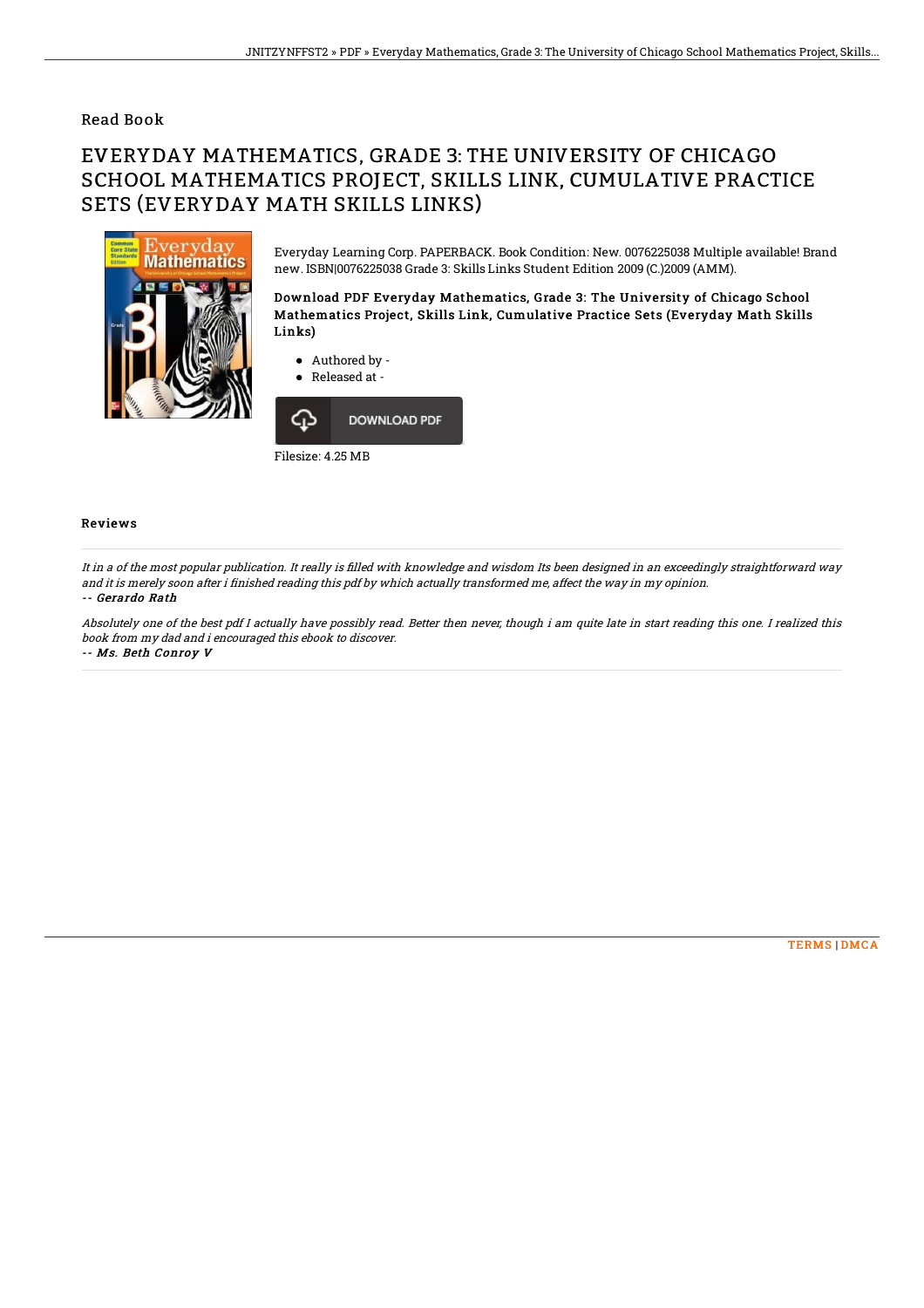Read Book

# EVERYDAY MATHEMATICS, GRADE 3: THE UNIVERSITY OF CHICAGO SCHOOL MATHEMATICS PROJECT, SKILLS LINK, CUMULATIVE PRACTICE SETS (EVERYDAY MATH SKILLS LINKS)

Everyday Learning Corp. PAPERBACK. Book Condition: New. 0076225038 Multiple available! Brand new. ISBN|0076225038 Grade 3: Skills Links Student Edition 2009 (C.)2009 (AMM).

**Download PDF Everyday Mathematics, Grade 3: The University of Chicago School Mathematics Project, Skills Link, Cumulative Practice Sets (Everyday Math Skills Links)**

- Authored by -
- Released at -

DOWNLOAD PDF

Filesize: 4.25 MB

## Reviews

*It in a of the most popular publication. It really is filled with knowledge and wisdom Its been designed in an exceedingly straightforward way and it is merely soon after i finished reading this pdf by which actually transformed me, affect the way in my opinion.*

*-- Gerardo Rath*

*Absolutely one of the best pdf I actually have possibly read. Better then never, though i am quite late in start reading this one. I realized this book from my dad and i encouraged this ebook to discover.*

*-- Ms. Beth Conroy V*

TERMS | DMCA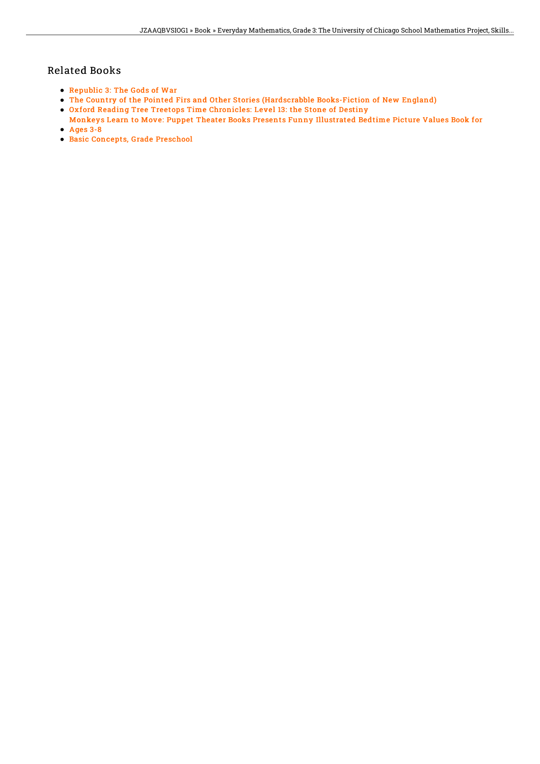## Related Books

- Republic 3: The Gods of War
- The Country of the Pointed Firs and Other Stories (Hardscrabble Books-Fiction of New England)
- Oxford Reading Tree Treetops Time Chronicles: Level 13: the Stone of Destiny
- Monkeys Learn to Move: Puppet Theater Books Presents Funny Illustrated Bedtime Picture Values Book for Ages 3-8
- Basic Concepts, Grade Preschool